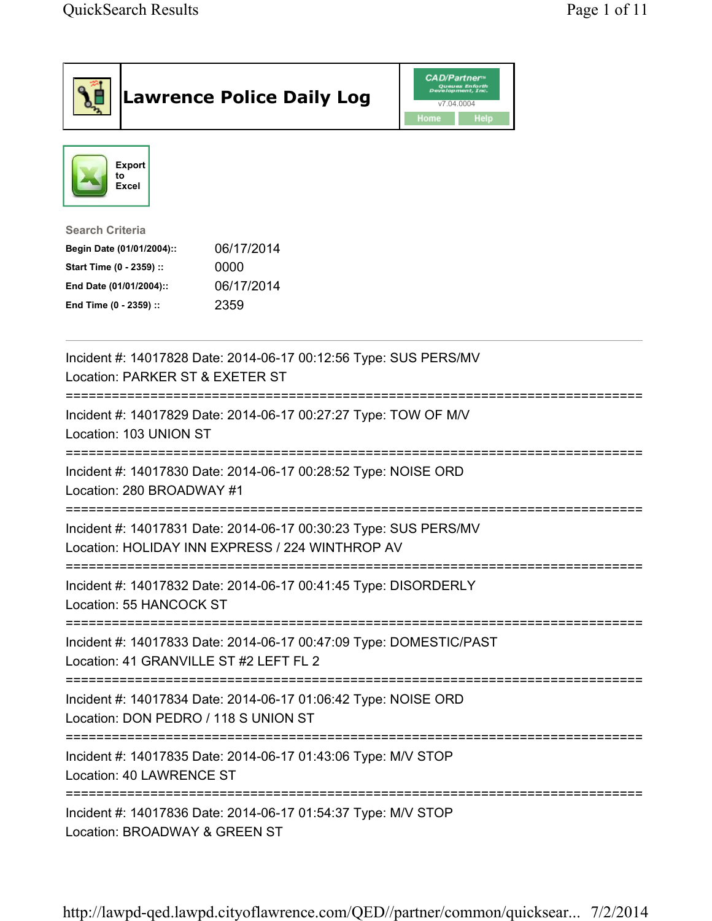# Lawrence Police Daily Log

CAD/Partner
v7.04.0004
Home Help

Export to Excel

**Search Criteria**

| | |
|---|---|
| **Begin Date (01/01/2004)::** | 06/17/2014 |
| **Start Time (0 - 2359) ::** | 0000 |
| **End Date (01/01/2004)::** | 06/17/2014 |
| **End Time (0 - 2359) ::** | 2359 |

---

Incident #: 14017828 Date: 2014-06-17 00:12:56 Type: SUS PERS/MV
Location: PARKER ST & EXETER ST

===========================================================================

Incident #: 14017829 Date: 2014-06-17 00:27:27 Type: TOW OF M/V
Location: 103 UNION ST

===========================================================================

Incident #: 14017830 Date: 2014-06-17 00:28:52 Type: NOISE ORD
Location: 280 BROADWAY #1

===========================================================================

Incident #: 14017831 Date: 2014-06-17 00:30:23 Type: SUS PERS/MV
Location: HOLIDAY INN EXPRESS / 224 WINTHROP AV

===========================================================================

Incident #: 14017832 Date: 2014-06-17 00:41:45 Type: DISORDERLY
Location: 55 HANCOCK ST

===========================================================================

Incident #: 14017833 Date: 2014-06-17 00:47:09 Type: DOMESTIC/PAST
Location: 41 GRANVILLE ST #2 LEFT FL 2

===========================================================================

Incident #: 14017834 Date: 2014-06-17 01:06:42 Type: NOISE ORD
Location: DON PEDRO / 118 S UNION ST

===========================================================================

Incident #: 14017835 Date: 2014-06-17 01:43:06 Type: M/V STOP
Location: 40 LAWRENCE ST

===========================================================================

Incident #: 14017836 Date: 2014-06-17 01:54:37 Type: M/V STOP
Location: BROADWAY & GREEN ST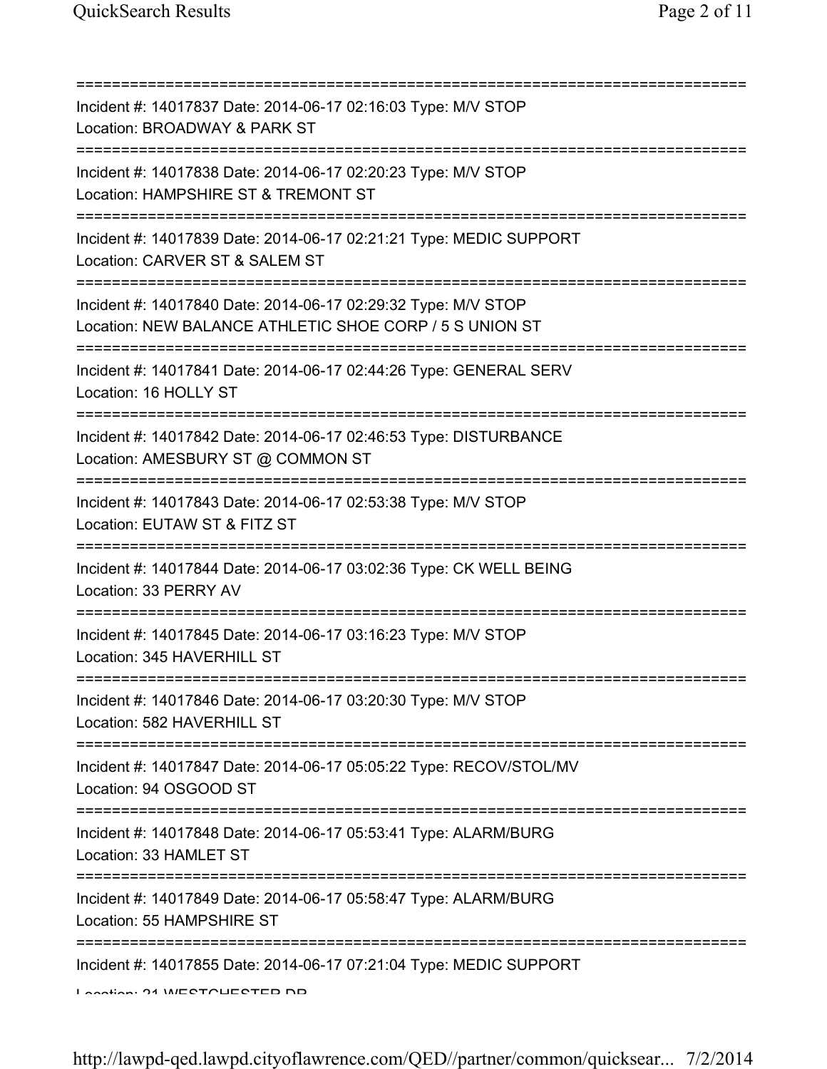===========================================================================

Incident #: 14017837 Date: 2014-06-17 02:16:03 Type: M/V STOP
Location: BROADWAY & PARK ST

===========================================================================

Incident #: 14017838 Date: 2014-06-17 02:20:23 Type: M/V STOP
Location: HAMPSHIRE ST & TREMONT ST

===========================================================================

Incident #: 14017839 Date: 2014-06-17 02:21:21 Type: MEDIC SUPPORT
Location: CARVER ST & SALEM ST

===========================================================================

Incident #: 14017840 Date: 2014-06-17 02:29:32 Type: M/V STOP
Location: NEW BALANCE ATHLETIC SHOE CORP / 5 S UNION ST

===========================================================================

Incident #: 14017841 Date: 2014-06-17 02:44:26 Type: GENERAL SERV
Location: 16 HOLLY ST

===========================================================================

Incident #: 14017842 Date: 2014-06-17 02:46:53 Type: DISTURBANCE
Location: AMESBURY ST @ COMMON ST

===========================================================================

Incident #: 14017843 Date: 2014-06-17 02:53:38 Type: M/V STOP
Location: EUTAW ST & FITZ ST

===========================================================================

Incident #: 14017844 Date: 2014-06-17 03:02:36 Type: CK WELL BEING
Location: 33 PERRY AV

===========================================================================

Incident #: 14017845 Date: 2014-06-17 03:16:23 Type: M/V STOP
Location: 345 HAVERHILL ST

===========================================================================

Incident #: 14017846 Date: 2014-06-17 03:20:30 Type: M/V STOP
Location: 582 HAVERHILL ST

===========================================================================

Incident #: 14017847 Date: 2014-06-17 05:05:22 Type: RECOV/STOL/MV
Location: 94 OSGOOD ST

===========================================================================

Incident #: 14017848 Date: 2014-06-17 05:53:41 Type: ALARM/BURG
Location: 33 HAMLET ST

===========================================================================

Incident #: 14017849 Date: 2014-06-17 05:58:47 Type: ALARM/BURG
Location: 55 HAMPSHIRE ST

===========================================================================

Incident #: 14017855 Date: 2014-06-17 07:21:04 Type: MEDIC SUPPORT
Location: 21 WESTCHESTER DR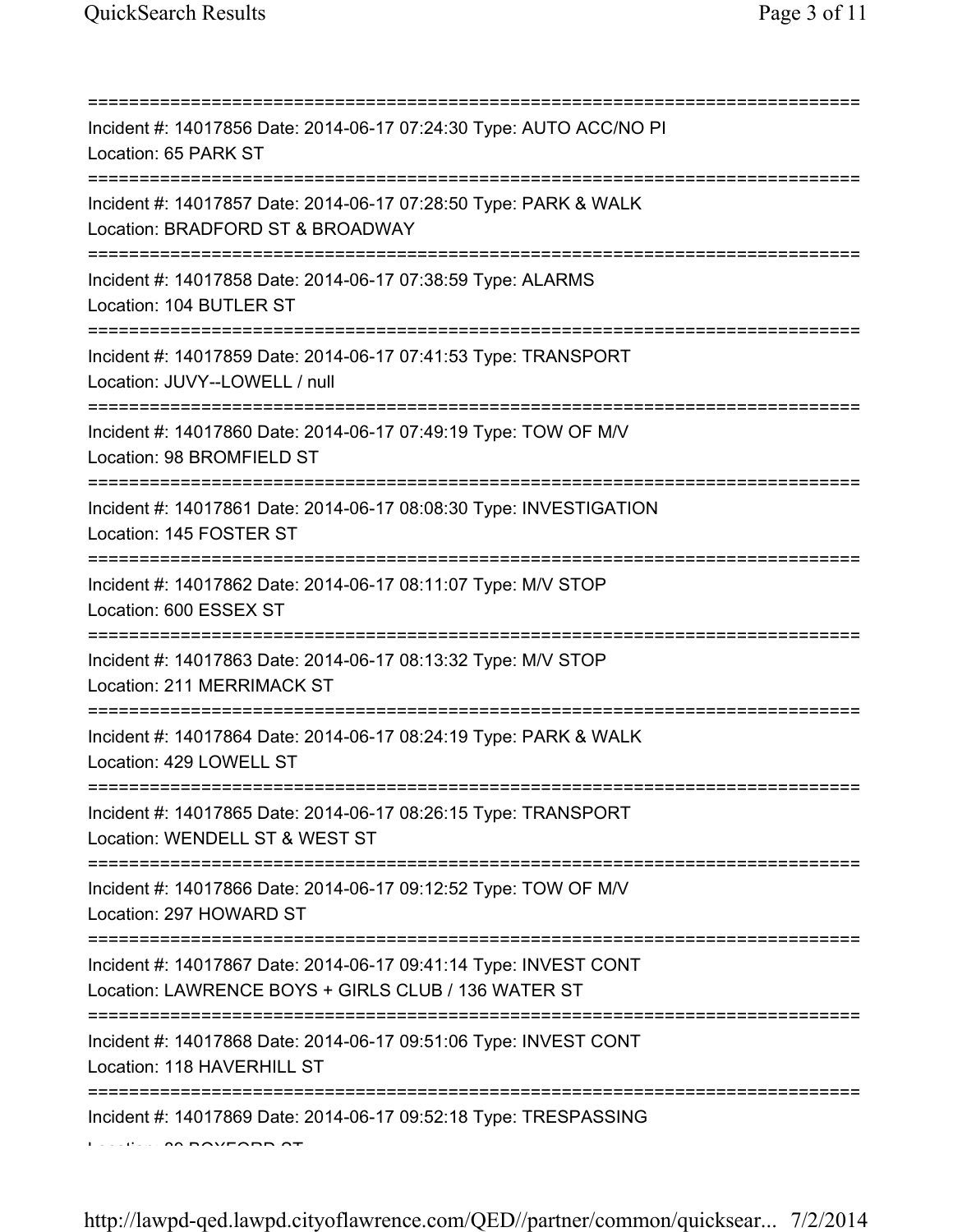===========================================================================
Incident #: 14017856 Date: 2014-06-17 07:24:30 Type: AUTO ACC/NO PI
Location: 65 PARK ST
===========================================================================
Incident #: 14017857 Date: 2014-06-17 07:28:50 Type: PARK & WALK
Location: BRADFORD ST & BROADWAY
===========================================================================
Incident #: 14017858 Date: 2014-06-17 07:38:59 Type: ALARMS
Location: 104 BUTLER ST
===========================================================================
Incident #: 14017859 Date: 2014-06-17 07:41:53 Type: TRANSPORT
Location: JUVY--LOWELL / null
===========================================================================
Incident #: 14017860 Date: 2014-06-17 07:49:19 Type: TOW OF M/V
Location: 98 BROMFIELD ST
===========================================================================
Incident #: 14017861 Date: 2014-06-17 08:08:30 Type: INVESTIGATION
Location: 145 FOSTER ST
===========================================================================
Incident #: 14017862 Date: 2014-06-17 08:11:07 Type: M/V STOP
Location: 600 ESSEX ST
===========================================================================
Incident #: 14017863 Date: 2014-06-17 08:13:32 Type: M/V STOP
Location: 211 MERRIMACK ST
===========================================================================
Incident #: 14017864 Date: 2014-06-17 08:24:19 Type: PARK & WALK
Location: 429 LOWELL ST
===========================================================================
Incident #: 14017865 Date: 2014-06-17 08:26:15 Type: TRANSPORT
Location: WENDELL ST & WEST ST
===========================================================================
Incident #: 14017866 Date: 2014-06-17 09:12:52 Type: TOW OF M/V
Location: 297 HOWARD ST
===========================================================================
Incident #: 14017867 Date: 2014-06-17 09:41:14 Type: INVEST CONT
Location: LAWRENCE BOYS + GIRLS CLUB / 136 WATER ST
===========================================================================
Incident #: 14017868 Date: 2014-06-17 09:51:06 Type: INVEST CONT
Location: 118 HAVERHILL ST
===========================================================================
Incident #: 14017869 Date: 2014-06-17 09:52:18 Type: TRESPASSING
Location: 20 BOXFORD ST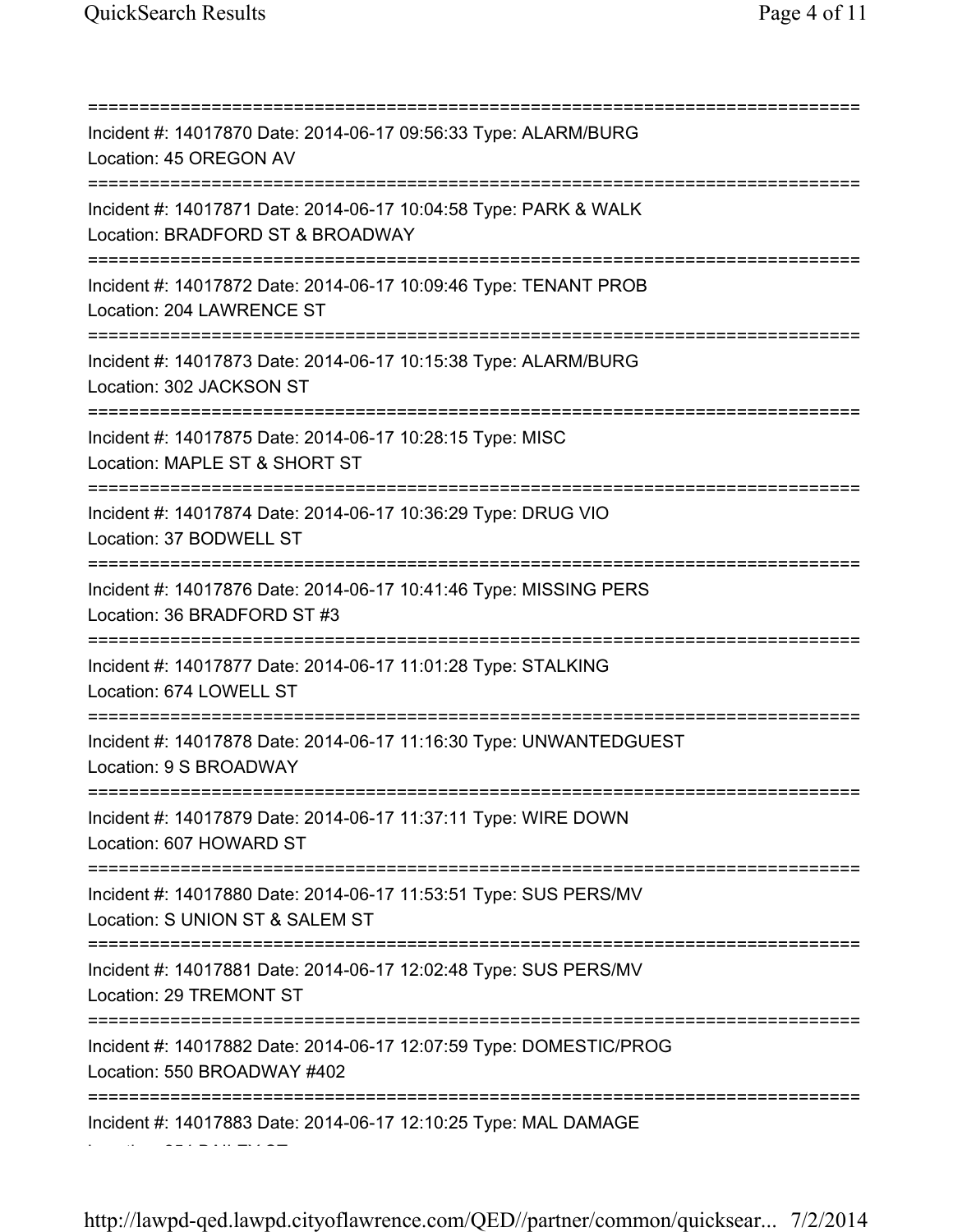===========================================================================
Incident #: 14017870 Date: 2014-06-17 09:56:33 Type: ALARM/BURG
Location: 45 OREGON AV
===========================================================================
Incident #: 14017871 Date: 2014-06-17 10:04:58 Type: PARK & WALK
Location: BRADFORD ST & BROADWAY
===========================================================================
Incident #: 14017872 Date: 2014-06-17 10:09:46 Type: TENANT PROB
Location: 204 LAWRENCE ST
===========================================================================
Incident #: 14017873 Date: 2014-06-17 10:15:38 Type: ALARM/BURG
Location: 302 JACKSON ST
===========================================================================
Incident #: 14017875 Date: 2014-06-17 10:28:15 Type: MISC
Location: MAPLE ST & SHORT ST
===========================================================================
Incident #: 14017874 Date: 2014-06-17 10:36:29 Type: DRUG VIO
Location: 37 BODWELL ST
===========================================================================
Incident #: 14017876 Date: 2014-06-17 10:41:46 Type: MISSING PERS
Location: 36 BRADFORD ST #3
===========================================================================
Incident #: 14017877 Date: 2014-06-17 11:01:28 Type: STALKING
Location: 674 LOWELL ST
===========================================================================
Incident #: 14017878 Date: 2014-06-17 11:16:30 Type: UNWANTEDGUEST
Location: 9 S BROADWAY
===========================================================================
Incident #: 14017879 Date: 2014-06-17 11:37:11 Type: WIRE DOWN
Location: 607 HOWARD ST
===========================================================================
Incident #: 14017880 Date: 2014-06-17 11:53:51 Type: SUS PERS/MV
Location: S UNION ST & SALEM ST
===========================================================================
Incident #: 14017881 Date: 2014-06-17 12:02:48 Type: SUS PERS/MV
Location: 29 TREMONT ST
===========================================================================
Incident #: 14017882 Date: 2014-06-17 12:07:59 Type: DOMESTIC/PROG
Location: 550 BROADWAY #402
===========================================================================
Incident #: 14017883 Date: 2014-06-17 12:10:25 Type: MAL DAMAGE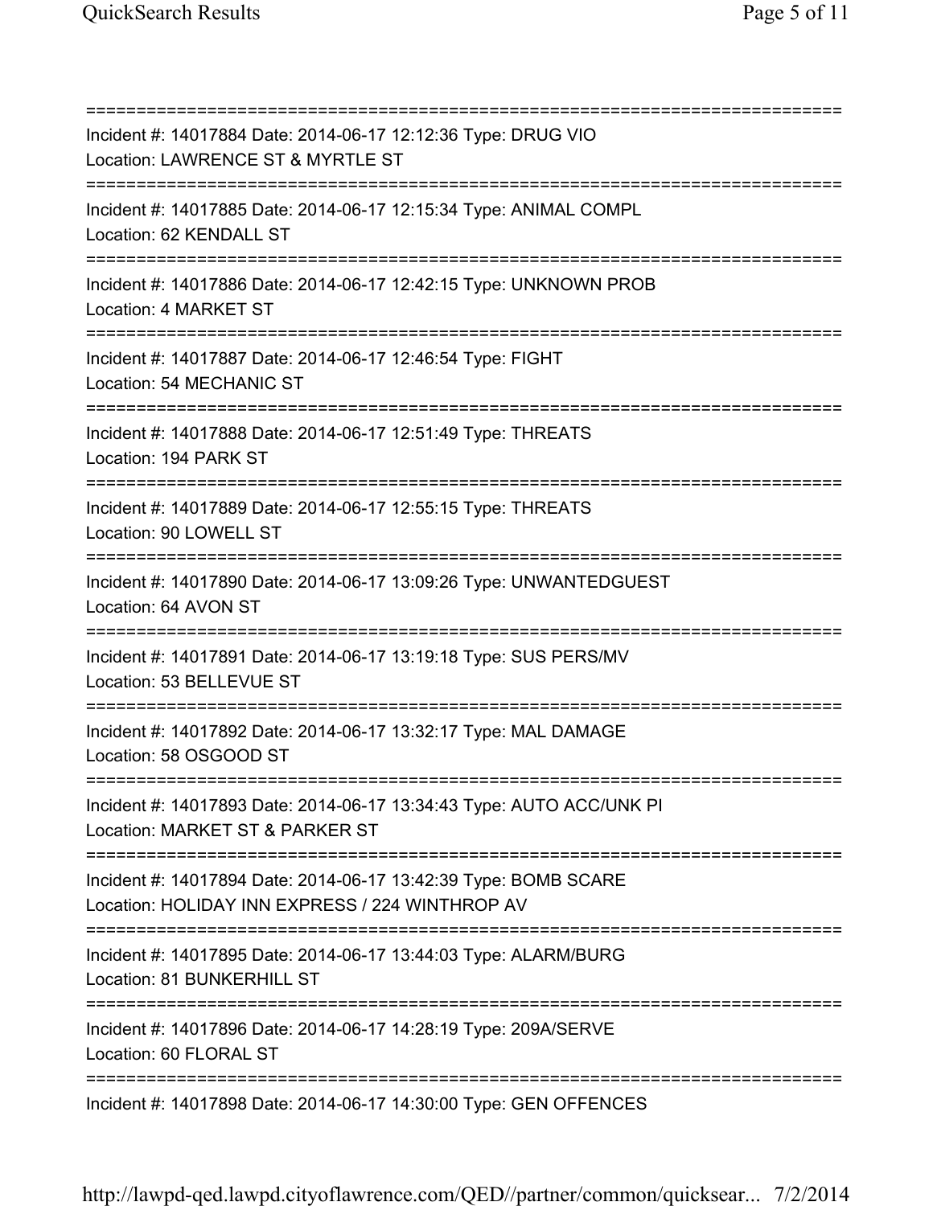===========================================================================
Incident #: 14017884 Date: 2014-06-17 12:12:36 Type: DRUG VIO
Location: LAWRENCE ST & MYRTLE ST
===========================================================================
Incident #: 14017885 Date: 2014-06-17 12:15:34 Type: ANIMAL COMPL
Location: 62 KENDALL ST
===========================================================================
Incident #: 14017886 Date: 2014-06-17 12:42:15 Type: UNKNOWN PROB
Location: 4 MARKET ST
===========================================================================
Incident #: 14017887 Date: 2014-06-17 12:46:54 Type: FIGHT
Location: 54 MECHANIC ST
===========================================================================
Incident #: 14017888 Date: 2014-06-17 12:51:49 Type: THREATS
Location: 194 PARK ST
===========================================================================
Incident #: 14017889 Date: 2014-06-17 12:55:15 Type: THREATS
Location: 90 LOWELL ST
===========================================================================
Incident #: 14017890 Date: 2014-06-17 13:09:26 Type: UNWANTEDGUEST
Location: 64 AVON ST
===========================================================================
Incident #: 14017891 Date: 2014-06-17 13:19:18 Type: SUS PERS/MV
Location: 53 BELLEVUE ST
===========================================================================
Incident #: 14017892 Date: 2014-06-17 13:32:17 Type: MAL DAMAGE
Location: 58 OSGOOD ST
===========================================================================
Incident #: 14017893 Date: 2014-06-17 13:34:43 Type: AUTO ACC/UNK PI
Location: MARKET ST & PARKER ST
===========================================================================
Incident #: 14017894 Date: 2014-06-17 13:42:39 Type: BOMB SCARE
Location: HOLIDAY INN EXPRESS / 224 WINTHROP AV
===========================================================================
Incident #: 14017895 Date: 2014-06-17 13:44:03 Type: ALARM/BURG
Location: 81 BUNKERHILL ST
===========================================================================
Incident #: 14017896 Date: 2014-06-17 14:28:19 Type: 209A/SERVE
Location: 60 FLORAL ST
===========================================================================
Incident #: 14017898 Date: 2014-06-17 14:30:00 Type: GEN OFFENCES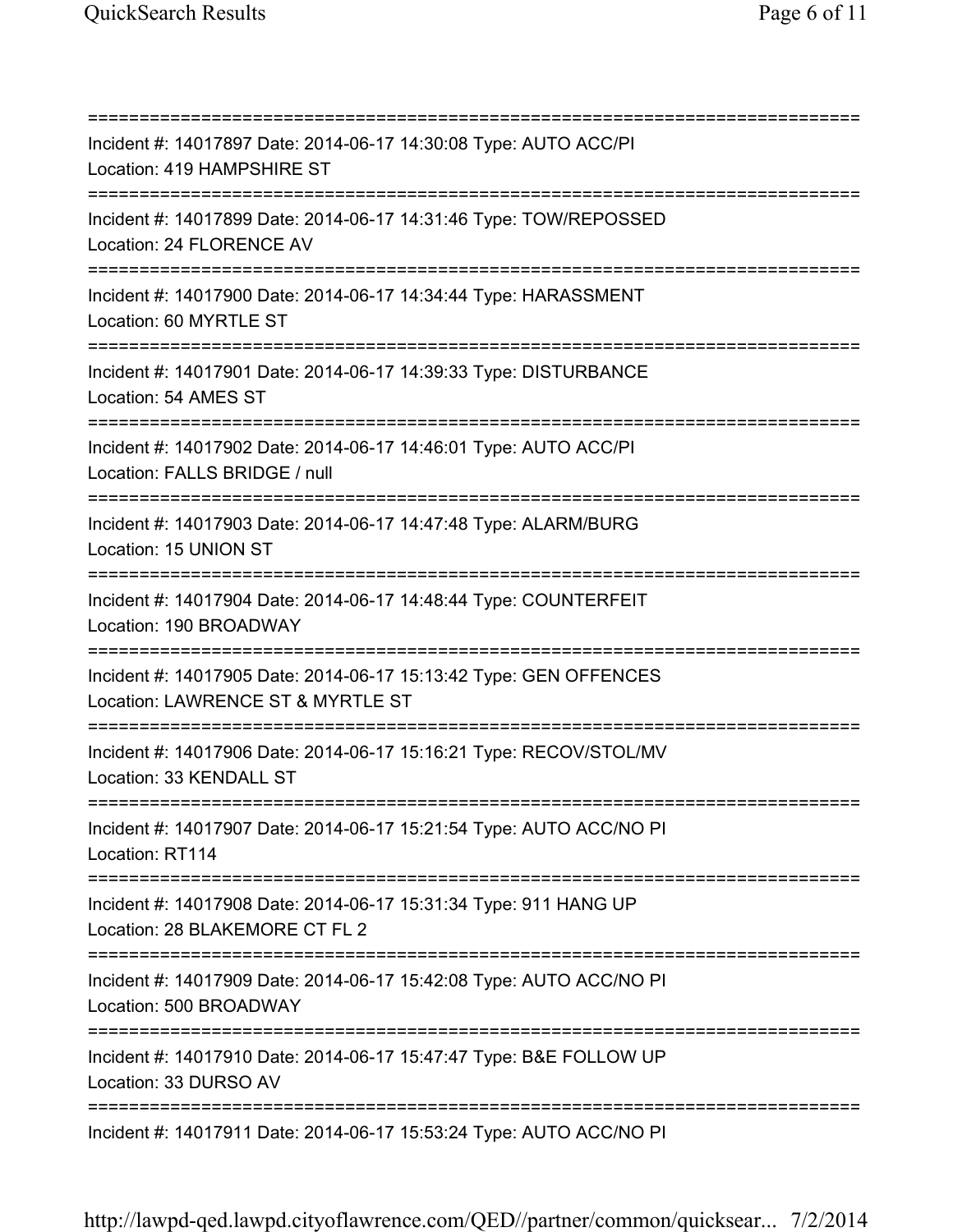===========================================================================

Incident #: 14017897 Date: 2014-06-17 14:30:08 Type: AUTO ACC/PI

Location: 419 HAMPSHIRE ST

===========================================================================

Incident #: 14017899 Date: 2014-06-17 14:31:46 Type: TOW/REPOSSED

Location: 24 FLORENCE AV

===========================================================================

Incident #: 14017900 Date: 2014-06-17 14:34:44 Type: HARASSMENT

Location: 60 MYRTLE ST

===========================================================================

Incident #: 14017901 Date: 2014-06-17 14:39:33 Type: DISTURBANCE

Location: 54 AMES ST

===========================================================================

Incident #: 14017902 Date: 2014-06-17 14:46:01 Type: AUTO ACC/PI

Location: FALLS BRIDGE / null

===========================================================================

Incident #: 14017903 Date: 2014-06-17 14:47:48 Type: ALARM/BURG

Location: 15 UNION ST

===========================================================================

Incident #: 14017904 Date: 2014-06-17 14:48:44 Type: COUNTERFEIT

Location: 190 BROADWAY

===========================================================================

Incident #: 14017905 Date: 2014-06-17 15:13:42 Type: GEN OFFENCES

Location: LAWRENCE ST & MYRTLE ST

===========================================================================

Incident #: 14017906 Date: 2014-06-17 15:16:21 Type: RECOV/STOL/MV

Location: 33 KENDALL ST

===========================================================================

Incident #: 14017907 Date: 2014-06-17 15:21:54 Type: AUTO ACC/NO PI

Location: RT114

===========================================================================

Incident #: 14017908 Date: 2014-06-17 15:31:34 Type: 911 HANG UP

Location: 28 BLAKEMORE CT FL 2

===========================================================================

Incident #: 14017909 Date: 2014-06-17 15:42:08 Type: AUTO ACC/NO PI

Location: 500 BROADWAY

===========================================================================

Incident #: 14017910 Date: 2014-06-17 15:47:47 Type: B&E FOLLOW UP

Location: 33 DURSO AV

===========================================================================

Incident #: 14017911 Date: 2014-06-17 15:53:24 Type: AUTO ACC/NO PI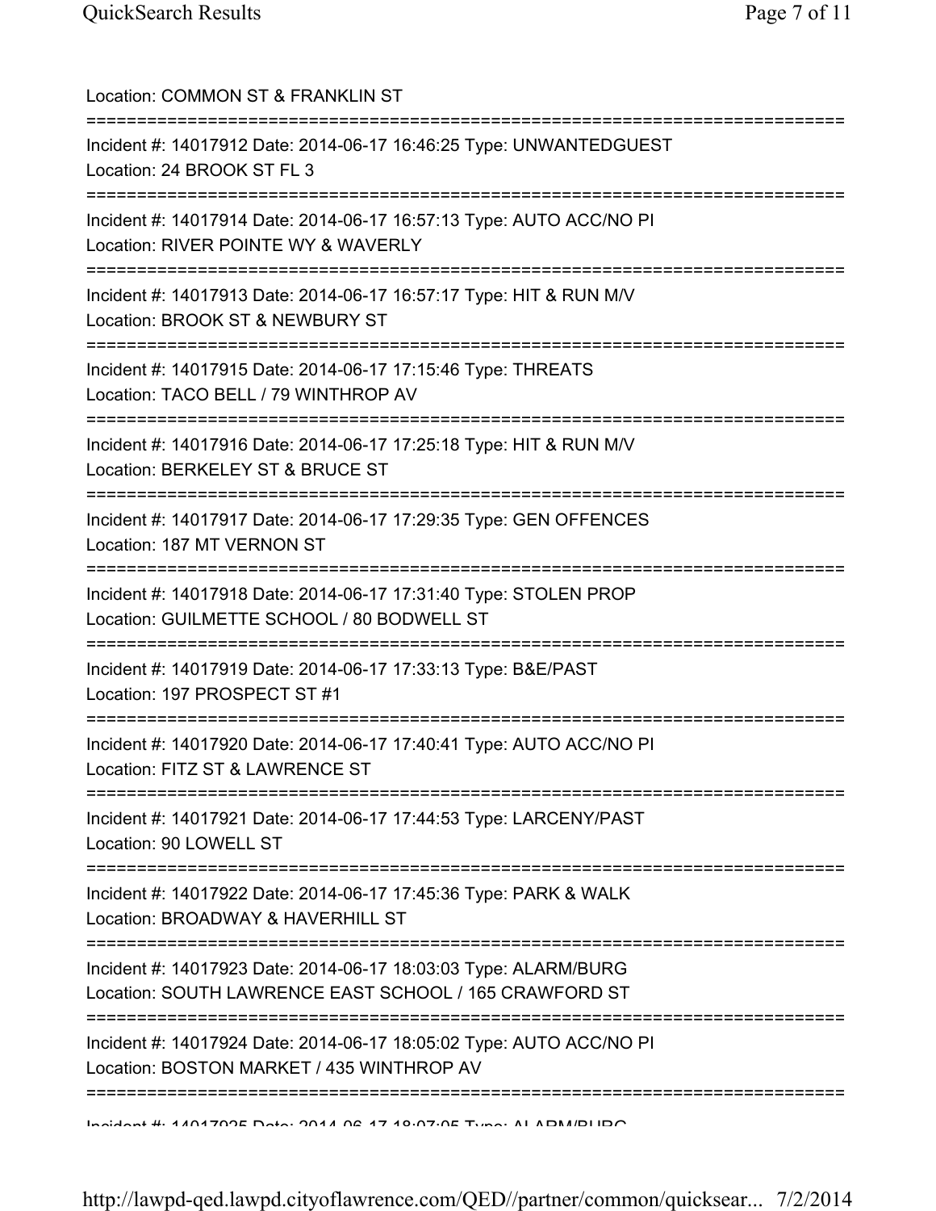Location: COMMON ST & FRANKLIN ST

===========================================================================

Incident #: 14017912 Date: 2014-06-17 16:46:25 Type: UNWANTEDGUEST

Location: 24 BROOK ST FL 3

===========================================================================

Incident #: 14017914 Date: 2014-06-17 16:57:13 Type: AUTO ACC/NO PI

Location: RIVER POINTE WY & WAVERLY

===========================================================================

Incident #: 14017913 Date: 2014-06-17 16:57:17 Type: HIT & RUN M/V

Location: BROOK ST & NEWBURY ST

===========================================================================

Incident #: 14017915 Date: 2014-06-17 17:15:46 Type: THREATS

Location: TACO BELL / 79 WINTHROP AV

===========================================================================

Incident #: 14017916 Date: 2014-06-17 17:25:18 Type: HIT & RUN M/V

Location: BERKELEY ST & BRUCE ST

===========================================================================

Incident #: 14017917 Date: 2014-06-17 17:29:35 Type: GEN OFFENCES

Location: 187 MT VERNON ST

===========================================================================

Incident #: 14017918 Date: 2014-06-17 17:31:40 Type: STOLEN PROP

Location: GUILMETTE SCHOOL / 80 BODWELL ST

===========================================================================

Incident #: 14017919 Date: 2014-06-17 17:33:13 Type: B&E/PAST

Location: 197 PROSPECT ST #1

===========================================================================

Incident #: 14017920 Date: 2014-06-17 17:40:41 Type: AUTO ACC/NO PI

Location: FITZ ST & LAWRENCE ST

===========================================================================

Incident #: 14017921 Date: 2014-06-17 17:44:53 Type: LARCENY/PAST

Location: 90 LOWELL ST

===========================================================================

Incident #: 14017922 Date: 2014-06-17 17:45:36 Type: PARK & WALK

Location: BROADWAY & HAVERHILL ST

===========================================================================

Incident #: 14017923 Date: 2014-06-17 18:03:03 Type: ALARM/BURG

Location: SOUTH LAWRENCE EAST SCHOOL / 165 CRAWFORD ST

===========================================================================

Incident #: 14017924 Date: 2014-06-17 18:05:02 Type: AUTO ACC/NO PI

Location: BOSTON MARKET / 435 WINTHROP AV

===========================================================================

Incident #: 14017925 Date: 2014-06-17 18:07:05 Type: ALARM/BURG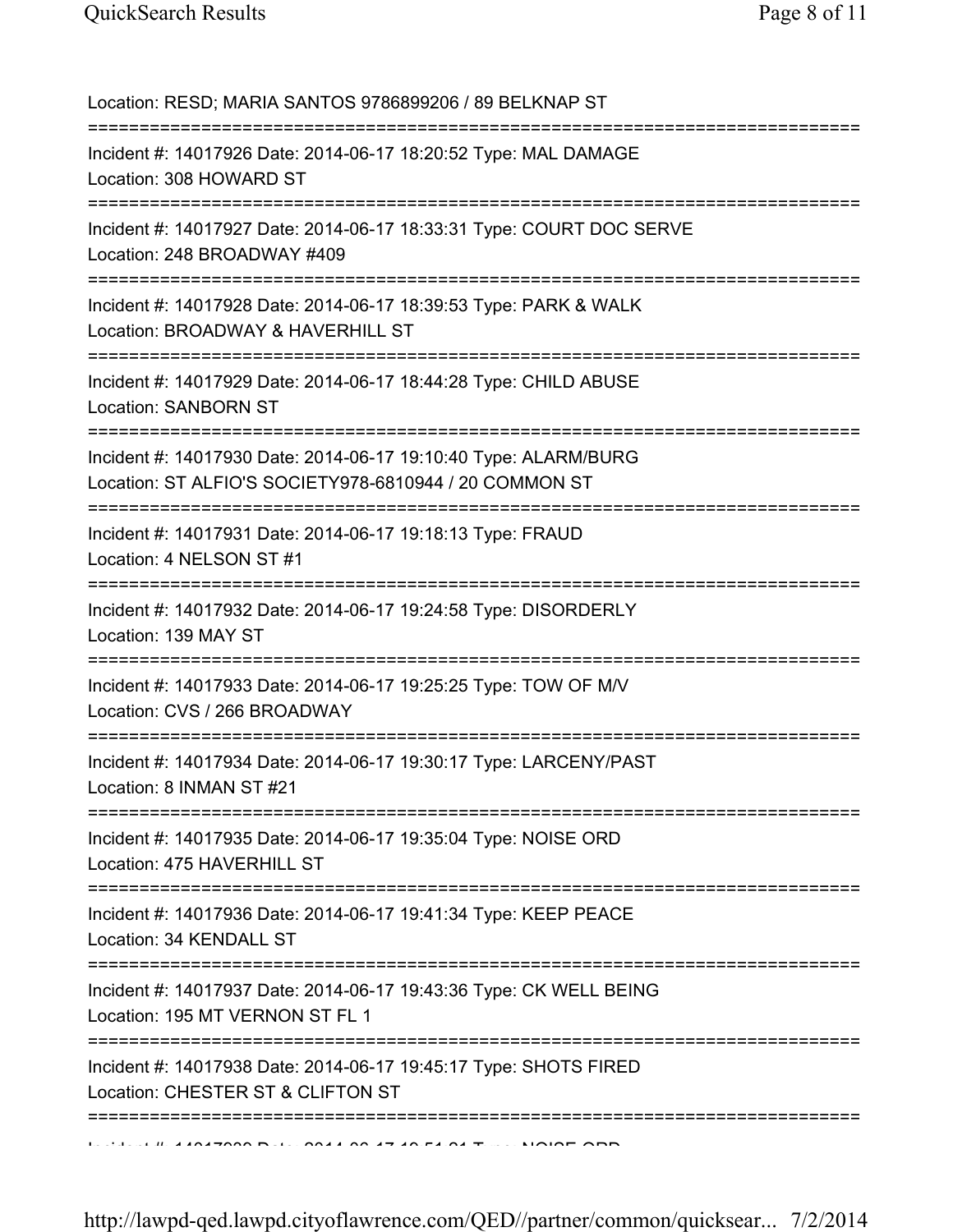Location: RESD; MARIA SANTOS 9786899206 / 89 BELKNAP ST

===========================================================================

Incident #: 14017926 Date: 2014-06-17 18:20:52 Type: MAL DAMAGE
Location: 308 HOWARD ST

===========================================================================

Incident #: 14017927 Date: 2014-06-17 18:33:31 Type: COURT DOC SERVE
Location: 248 BROADWAY #409

===========================================================================

Incident #: 14017928 Date: 2014-06-17 18:39:53 Type: PARK & WALK
Location: BROADWAY & HAVERHILL ST

===========================================================================

Incident #: 14017929 Date: 2014-06-17 18:44:28 Type: CHILD ABUSE
Location: SANBORN ST

===========================================================================

Incident #: 14017930 Date: 2014-06-17 19:10:40 Type: ALARM/BURG
Location: ST ALFIO'S SOCIETY978-6810944 / 20 COMMON ST

===========================================================================

Incident #: 14017931 Date: 2014-06-17 19:18:13 Type: FRAUD
Location: 4 NELSON ST #1

===========================================================================

Incident #: 14017932 Date: 2014-06-17 19:24:58 Type: DISORDERLY
Location: 139 MAY ST

===========================================================================

Incident #: 14017933 Date: 2014-06-17 19:25:25 Type: TOW OF M/V
Location: CVS / 266 BROADWAY

===========================================================================

Incident #: 14017934 Date: 2014-06-17 19:30:17 Type: LARCENY/PAST
Location: 8 INMAN ST #21

===========================================================================

Incident #: 14017935 Date: 2014-06-17 19:35:04 Type: NOISE ORD
Location: 475 HAVERHILL ST

===========================================================================

Incident #: 14017936 Date: 2014-06-17 19:41:34 Type: KEEP PEACE
Location: 34 KENDALL ST

===========================================================================

Incident #: 14017937 Date: 2014-06-17 19:43:36 Type: CK WELL BEING
Location: 195 MT VERNON ST FL 1

===========================================================================

Incident #: 14017938 Date: 2014-06-17 19:45:17 Type: SHOTS FIRED
Location: CHESTER ST & CLIFTON ST

===========================================================================

Incident #: 14017939 Date: 2014-06-17 19:51:31 Type: NOISE ORD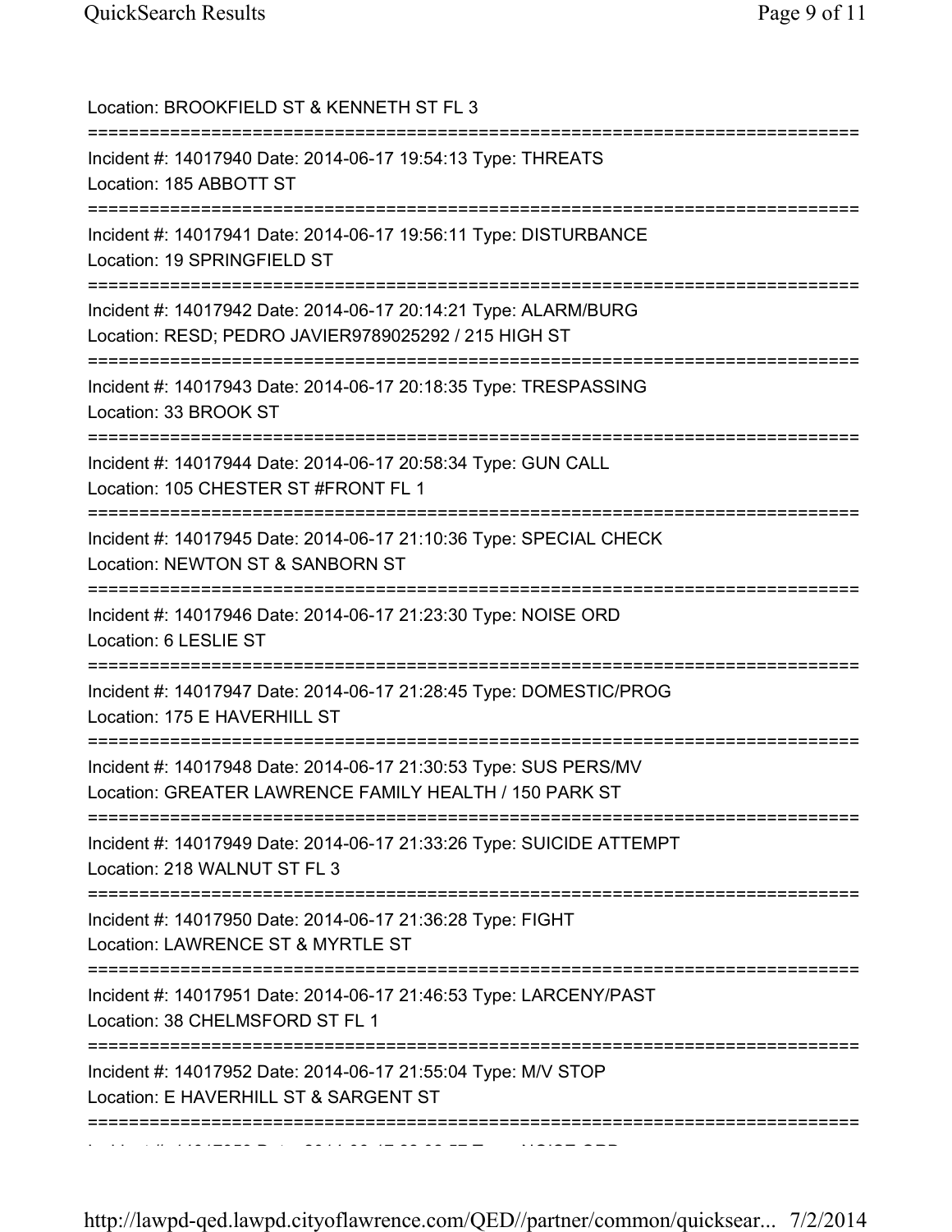Location: BROOKFIELD ST & KENNETH ST FL 3

===========================================================================

Incident #: 14017940 Date: 2014-06-17 19:54:13 Type: THREATS
Location: 185 ABBOTT ST

===========================================================================

Incident #: 14017941 Date: 2014-06-17 19:56:11 Type: DISTURBANCE
Location: 19 SPRINGFIELD ST

===========================================================================

Incident #: 14017942 Date: 2014-06-17 20:14:21 Type: ALARM/BURG
Location: RESD; PEDRO JAVIER9789025292 / 215 HIGH ST

===========================================================================

Incident #: 14017943 Date: 2014-06-17 20:18:35 Type: TRESPASSING
Location: 33 BROOK ST

===========================================================================

Incident #: 14017944 Date: 2014-06-17 20:58:34 Type: GUN CALL
Location: 105 CHESTER ST #FRONT FL 1

===========================================================================

Incident #: 14017945 Date: 2014-06-17 21:10:36 Type: SPECIAL CHECK
Location: NEWTON ST & SANBORN ST

===========================================================================

Incident #: 14017946 Date: 2014-06-17 21:23:30 Type: NOISE ORD
Location: 6 LESLIE ST

===========================================================================

Incident #: 14017947 Date: 2014-06-17 21:28:45 Type: DOMESTIC/PROG
Location: 175 E HAVERHILL ST

===========================================================================

Incident #: 14017948 Date: 2014-06-17 21:30:53 Type: SUS PERS/MV
Location: GREATER LAWRENCE FAMILY HEALTH / 150 PARK ST

===========================================================================

Incident #: 14017949 Date: 2014-06-17 21:33:26 Type: SUICIDE ATTEMPT
Location: 218 WALNUT ST FL 3

===========================================================================

Incident #: 14017950 Date: 2014-06-17 21:36:28 Type: FIGHT
Location: LAWRENCE ST & MYRTLE ST

===========================================================================

Incident #: 14017951 Date: 2014-06-17 21:46:53 Type: LARCENY/PAST
Location: 38 CHELMSFORD ST FL 1

===========================================================================

Incident #: 14017952 Date: 2014-06-17 21:55:04 Type: M/V STOP
Location: E HAVERHILL ST & SARGENT ST

===========================================================================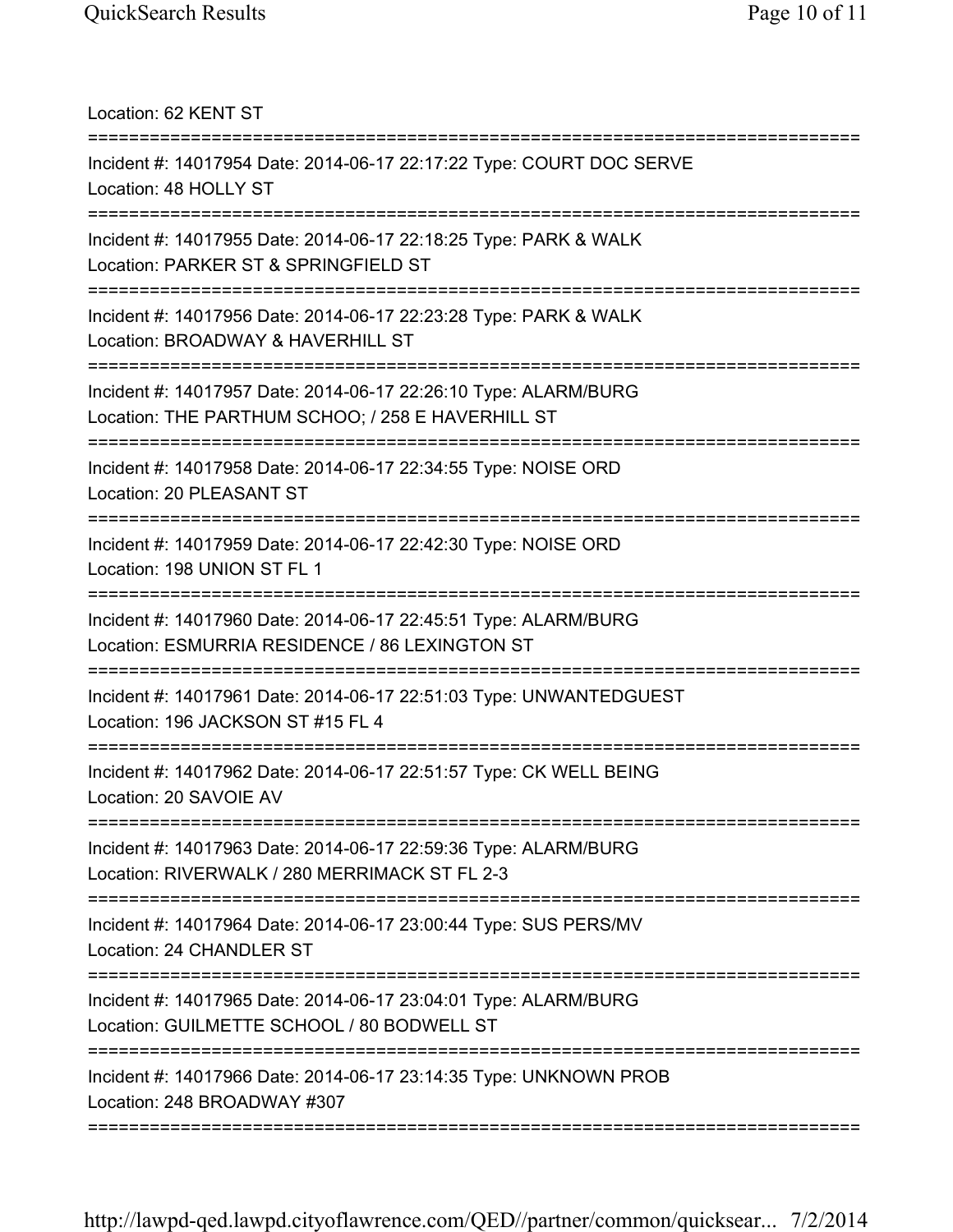Location: 62 KENT ST

===========================================================================

Incident #: 14017954 Date: 2014-06-17 22:17:22 Type: COURT DOC SERVE
Location: 48 HOLLY ST

===========================================================================

Incident #: 14017955 Date: 2014-06-17 22:18:25 Type: PARK & WALK
Location: PARKER ST & SPRINGFIELD ST

===========================================================================

Incident #: 14017956 Date: 2014-06-17 22:23:28 Type: PARK & WALK
Location: BROADWAY & HAVERHILL ST

===========================================================================

Incident #: 14017957 Date: 2014-06-17 22:26:10 Type: ALARM/BURG
Location: THE PARTHUM SCHOO; / 258 E HAVERHILL ST

===========================================================================

Incident #: 14017958 Date: 2014-06-17 22:34:55 Type: NOISE ORD
Location: 20 PLEASANT ST

===========================================================================

Incident #: 14017959 Date: 2014-06-17 22:42:30 Type: NOISE ORD
Location: 198 UNION ST FL 1

===========================================================================

Incident #: 14017960 Date: 2014-06-17 22:45:51 Type: ALARM/BURG
Location: ESMURRIA RESIDENCE / 86 LEXINGTON ST

===========================================================================

Incident #: 14017961 Date: 2014-06-17 22:51:03 Type: UNWANTEDGUEST
Location: 196 JACKSON ST #15 FL 4

===========================================================================

Incident #: 14017962 Date: 2014-06-17 22:51:57 Type: CK WELL BEING
Location: 20 SAVOIE AV

===========================================================================

Incident #: 14017963 Date: 2014-06-17 22:59:36 Type: ALARM/BURG
Location: RIVERWALK / 280 MERRIMACK ST FL 2-3

===========================================================================

Incident #: 14017964 Date: 2014-06-17 23:00:44 Type: SUS PERS/MV
Location: 24 CHANDLER ST

===========================================================================

Incident #: 14017965 Date: 2014-06-17 23:04:01 Type: ALARM/BURG
Location: GUILMETTE SCHOOL / 80 BODWELL ST

===========================================================================

Incident #: 14017966 Date: 2014-06-17 23:14:35 Type: UNKNOWN PROB
Location: 248 BROADWAY #307

===========================================================================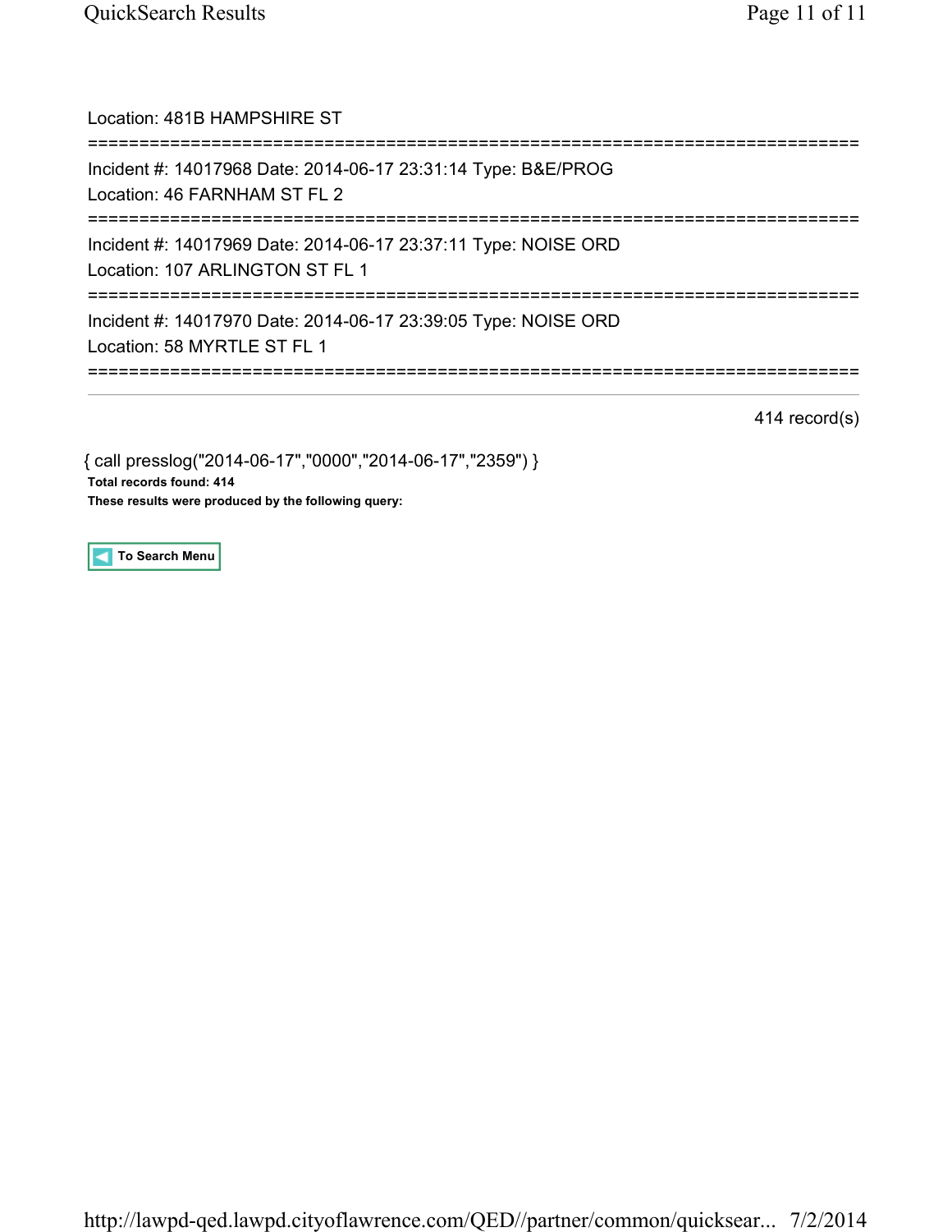Location: 481B HAMPSHIRE ST

===========================================================================

Incident #: 14017968 Date: 2014-06-17 23:31:14 Type: B&E/PROG

Location: 46 FARNHAM ST FL 2

===========================================================================

Incident #: 14017969 Date: 2014-06-17 23:37:11 Type: NOISE ORD

Location: 107 ARLINGTON ST FL 1

===========================================================================

Incident #: 14017970 Date: 2014-06-17 23:39:05 Type: NOISE ORD

Location: 58 MYRTLE ST FL 1

===========================================================================

414 record(s)

{ call presslog("2014-06-17","0000","2014-06-17","2359") }

**Total records found: 414**

**These results were produced by the following query:**

To Search Menu